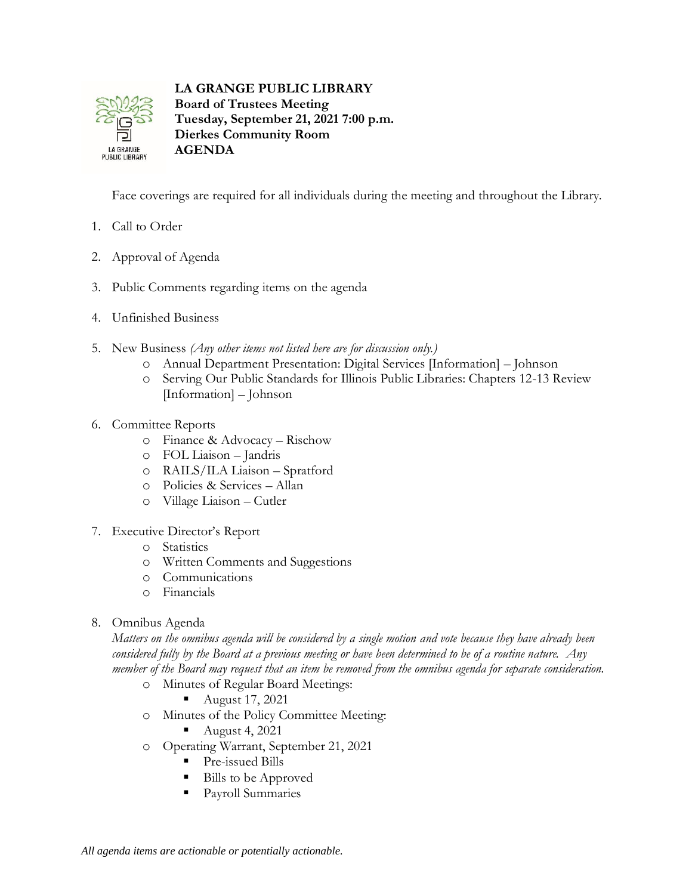**LA GRANGE PUBLIC LIBRARY**
**Board of Trustees Meeting**
**Tuesday, September 21, 2021 7:00 p.m.**
**Dierkes Community Room**
**AGENDA**

Face coverings are required for all individuals during the meeting and throughout the Library.

1. Call to Order

2. Approval of Agenda

3. Public Comments regarding items on the agenda

4. Unfinished Business

5. New Business *(Any other items not listed here are for discussion only.)*
   - Annual Department Presentation: Digital Services [Information] – Johnson
   - Serving Our Public Standards for Illinois Public Libraries: Chapters 12-13 Review [Information] – Johnson

6. Committee Reports
   - Finance & Advocacy – Rischow
   - FOL Liaison – Jandris
   - RAILS/ILA Liaison – Spratford
   - Policies & Services – Allan
   - Village Liaison – Cutler

7. Executive Director's Report
   - Statistics
   - Written Comments and Suggestions
   - Communications
   - Financials

8. Omnibus Agenda
   *Matters on the omnibus agenda will be considered by a single motion and vote because they have already been considered fully by the Board at a previous meeting or have been determined to be of a routine nature. Any member of the Board may request that an item be removed from the omnibus agenda for separate consideration.*
   - Minutes of Regular Board Meetings:
     - August 17, 2021
   - Minutes of the Policy Committee Meeting:
     - August 4, 2021
   - Operating Warrant, September 21, 2021
     - Pre-issued Bills
     - Bills to be Approved
     - Payroll Summaries

*All agenda items are actionable or potentially actionable.*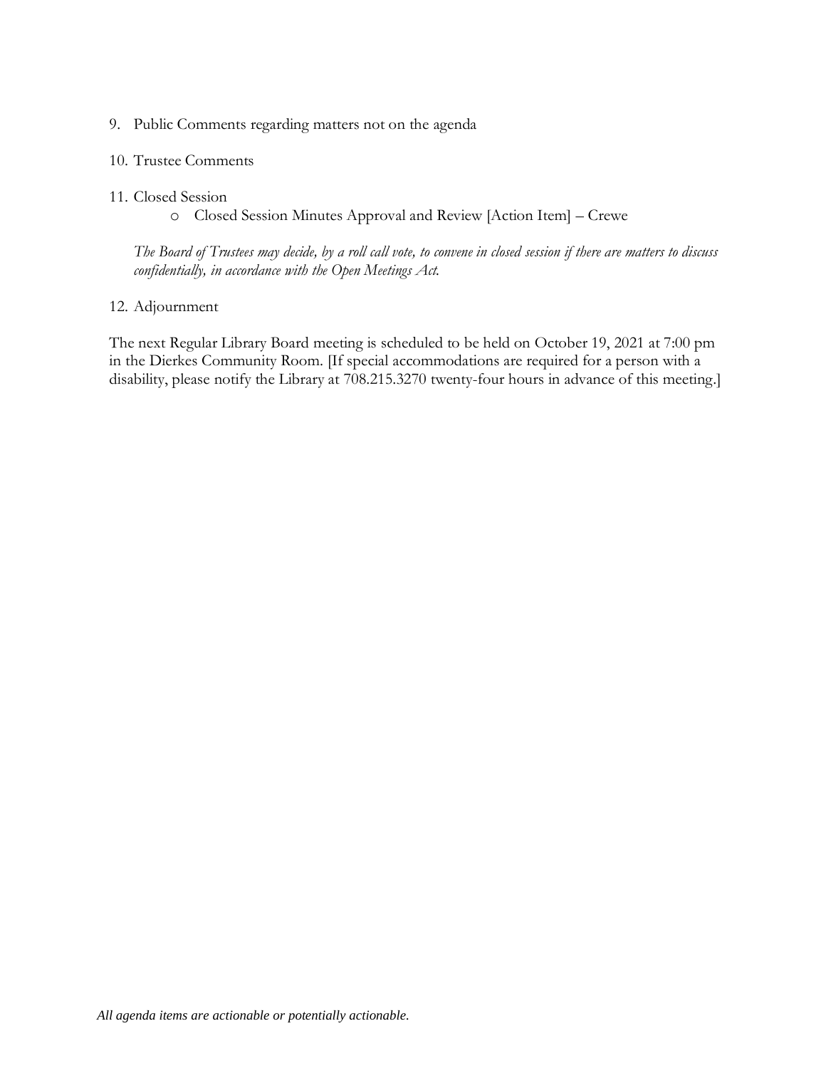9. Public Comments regarding matters not on the agenda

10. Trustee Comments

11. Closed Session
    - Closed Session Minutes Approval and Review [Action Item] – Crewe

    *The Board of Trustees may decide, by a roll call vote, to convene in closed session if there are matters to discuss confidentially, in accordance with the Open Meetings Act.*

12. Adjournment

The next Regular Library Board meeting is scheduled to be held on October 19, 2021 at 7:00 pm in the Dierkes Community Room. [If special accommodations are required for a person with a disability, please notify the Library at 708.215.3270 twenty-four hours in advance of this meeting.]

*All agenda items are actionable or potentially actionable.*